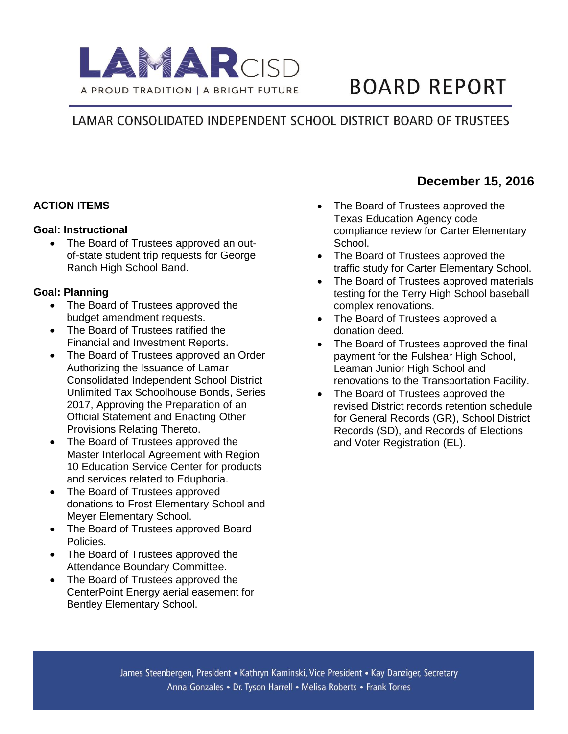# LAMAR CISD

A PROUD TRADITION | A BRIGHT FUTURE

# BOARD REPORT

## LAMAR CONSOLIDATED INDEPENDENT SCHOOL DISTRICT BOARD OF TRUSTEES

**December 15, 2016**

### ACTION ITEMS

**Goal: Instructional**

- The Board of Trustees approved an out-of-state student trip requests for George Ranch High School Band.

**Goal: Planning**

- The Board of Trustees approved the budget amendment requests.
- The Board of Trustees ratified the Financial and Investment Reports.
- The Board of Trustees approved an Order Authorizing the Issuance of Lamar Consolidated Independent School District Unlimited Tax Schoolhouse Bonds, Series 2017, Approving the Preparation of an Official Statement and Enacting Other Provisions Relating Thereto.
- The Board of Trustees approved the Master Interlocal Agreement with Region 10 Education Service Center for products and services related to Eduphoria.
- The Board of Trustees approved donations to Frost Elementary School and Meyer Elementary School.
- The Board of Trustees approved Board Policies.
- The Board of Trustees approved the Attendance Boundary Committee.
- The Board of Trustees approved the CenterPoint Energy aerial easement for Bentley Elementary School.
- The Board of Trustees approved the Texas Education Agency code compliance review for Carter Elementary School.
- The Board of Trustees approved the traffic study for Carter Elementary School.
- The Board of Trustees approved materials testing for the Terry High School baseball complex renovations.
- The Board of Trustees approved a donation deed.
- The Board of Trustees approved the final payment for the Fulshear High School, Leaman Junior High School and renovations to the Transportation Facility.
- The Board of Trustees approved the revised District records retention schedule for General Records (GR), School District Records (SD), and Records of Elections and Voter Registration (EL).

James Steenbergen, President • Kathryn Kaminski, Vice President • Kay Danziger, Secretary
Anna Gonzales • Dr. Tyson Harrell • Melisa Roberts • Frank Torres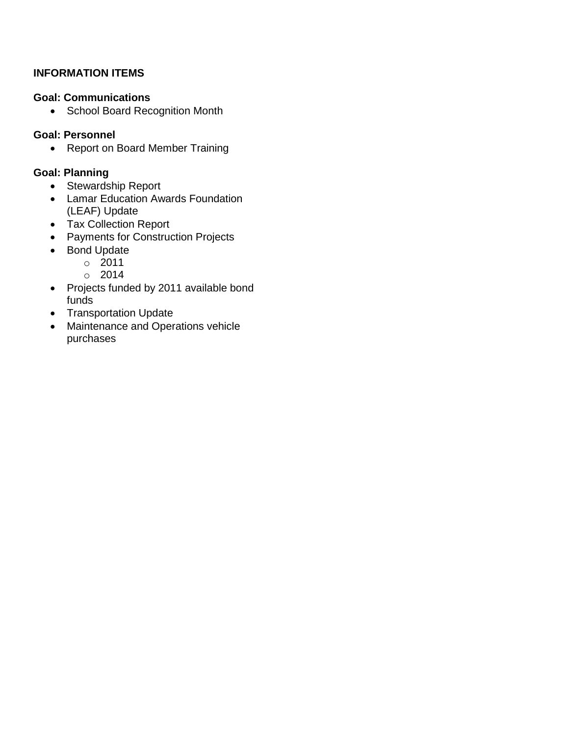**INFORMATION ITEMS**

**Goal: Communications**

- School Board Recognition Month

**Goal: Personnel**

- Report on Board Member Training

**Goal: Planning**

- Stewardship Report
- Lamar Education Awards Foundation (LEAF) Update
- Tax Collection Report
- Payments for Construction Projects
- Bond Update
  - 2011
  - 2014
- Projects funded by 2011 available bond funds
- Transportation Update
- Maintenance and Operations vehicle purchases